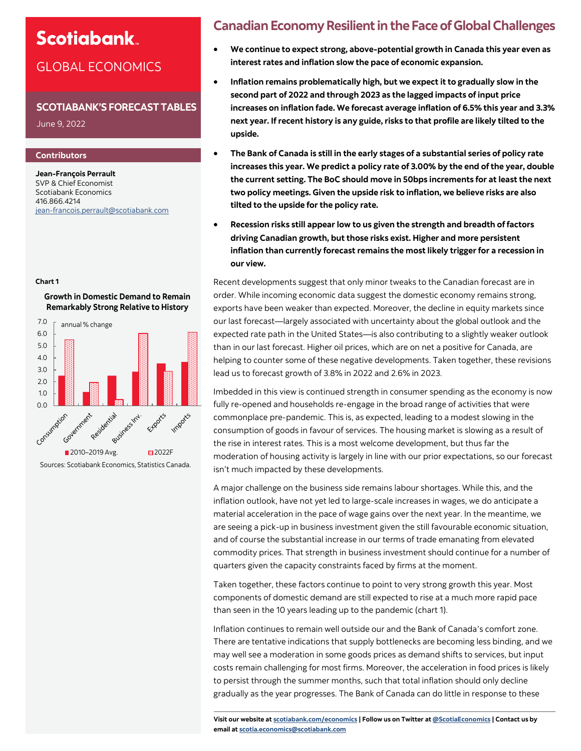# Scotiabank

## GLOBAL ECONOMICS

### SCOTIABANK'S FORECAST TABLES

June 9, 2022

**Contributors**

**Jean-François Perrault**
SVP & Chief Economist
Scotiabank Economics
416.866.4214
jean-francois.perrault@scotiabank.com

**Chart 1**

**Growth in Domestic Demand to Remain Remarkably Strong Relative to History**

annual % change

7.0
6.0
5.0
4.0
3.0
2.0
1.0
0.0

Consumption
Government
Residential
Business Inv.
Exports
Imports

2010–2019 Avg.
2022F

Sources: Scotiabank Economics, Statistics Canada.

## Canadian Economy Resilient in the Face of Global Challenges

- **We continue to expect strong, above-potential growth in Canada this year even as interest rates and inflation slow the pace of economic expansion.**
- **Inflation remains problematically high, but we expect it to gradually slow in the second part of 2022 and through 2023 as the lagged impacts of input price increases on inflation fade. We forecast average inflation of 6.5% this year and 3.3% next year. If recent history is any guide, risks to that profile are likely tilted to the upside.**
- **The Bank of Canada is still in the early stages of a substantial series of policy rate increases this year. We predict a policy rate of 3.00% by the end of the year, double the current setting. The BoC should move in 50bps increments for at least the next two policy meetings. Given the upside risk to inflation, we believe risks are also tilted to the upside for the policy rate.**
- **Recession risks still appear low to us given the strength and breadth of factors driving Canadian growth, but those risks exist. Higher and more persistent inflation than currently forecast remains the most likely trigger for a recession in our view.**

Recent developments suggest that only minor tweaks to the Canadian forecast are in order. While incoming economic data suggest the domestic economy remains strong, exports have been weaker than expected. Moreover, the decline in equity markets since our last forecast—largely associated with uncertainty about the global outlook and the expected rate path in the United States—is also contributing to a slightly weaker outlook than in our last forecast. Higher oil prices, which are on net a positive for Canada, are helping to counter some of these negative developments. Taken together, these revisions lead us to forecast growth of 3.8% in 2022 and 2.6% in 2023.

Imbedded in this view is continued strength in consumer spending as the economy is now fully re-opened and households re-engage in the broad range of activities that were commonplace pre-pandemic. This is, as expected, leading to a modest slowing in the consumption of goods in favour of services. The housing market is slowing as a result of the rise in interest rates. This is a most welcome development, but thus far the moderation of housing activity is largely in line with our prior expectations, so our forecast isn't much impacted by these developments.

A major challenge on the business side remains labour shortages. While this, and the inflation outlook, have not yet led to large-scale increases in wages, we do anticipate a material acceleration in the pace of wage gains over the next year. In the meantime, we are seeing a pick-up in business investment given the still favourable economic situation, and of course the substantial increase in our terms of trade emanating from elevated commodity prices. That strength in business investment should continue for a number of quarters given the capacity constraints faced by firms at the moment.

Taken together, these factors continue to point to very strong growth this year. Most components of domestic demand are still expected to rise at a much more rapid pace than seen in the 10 years leading up to the pandemic (chart 1).

Inflation continues to remain well outside our and the Bank of Canada's comfort zone. There are tentative indications that supply bottlenecks are becoming less binding, and we may well see a moderation in some goods prices as demand shifts to services, but input costs remain challenging for most firms. Moreover, the acceleration in food prices is likely to persist through the summer months, such that total inflation should only decline gradually as the year progresses. The Bank of Canada can do little in response to these

**Visit our website at scotiabank.com/economics | Follow us on Twitter at @ScotiaEconomics | Contact us by email at scotia.economics@scotiabank.com**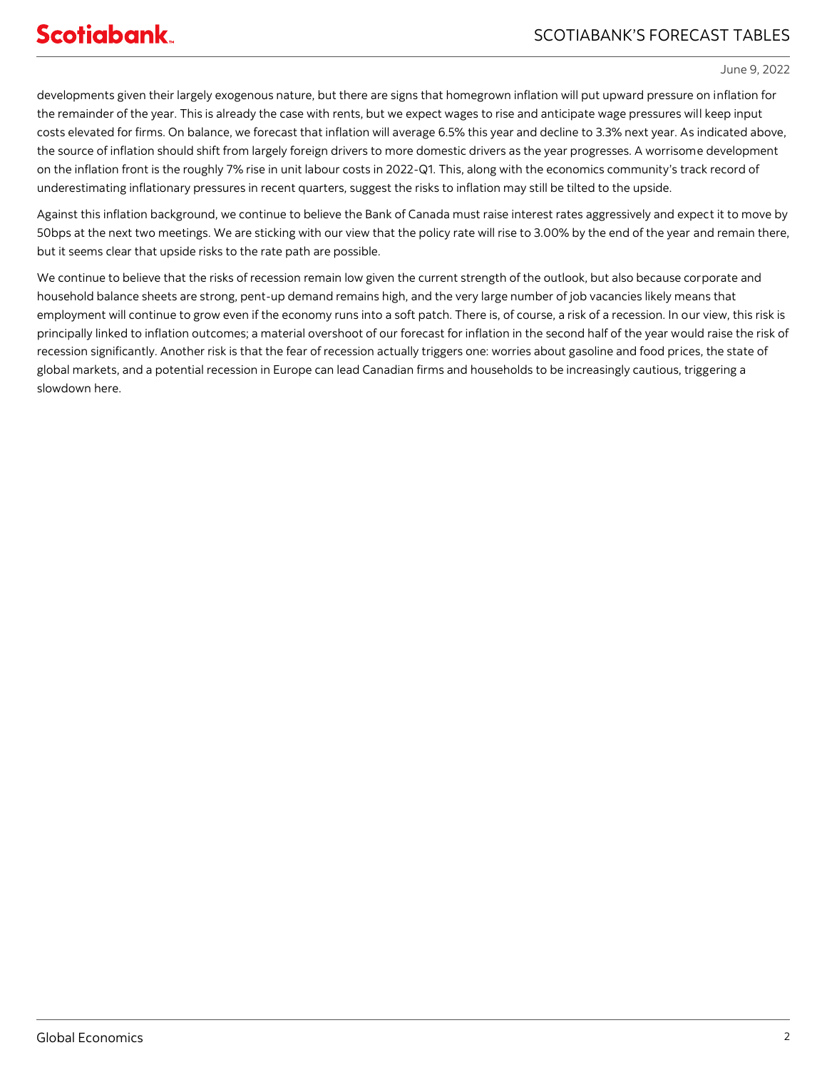developments given their largely exogenous nature, but there are signs that homegrown inflation will put upward pressure on inflation for the remainder of the year. This is already the case with rents, but we expect wages to rise and anticipate wage pressures will keep input costs elevated for firms. On balance, we forecast that inflation will average 6.5% this year and decline to 3.3% next year. As indicated above, the source of inflation should shift from largely foreign drivers to more domestic drivers as the year progresses. A worrisome development on the inflation front is the roughly 7% rise in unit labour costs in 2022-Q1. This, along with the economics community's track record of underestimating inflationary pressures in recent quarters, suggest the risks to inflation may still be tilted to the upside.

Against this inflation background, we continue to believe the Bank of Canada must raise interest rates aggressively and expect it to move by 50bps at the next two meetings. We are sticking with our view that the policy rate will rise to 3.00% by the end of the year and remain there, but it seems clear that upside risks to the rate path are possible.

We continue to believe that the risks of recession remain low given the current strength of the outlook, but also because corporate and household balance sheets are strong, pent-up demand remains high, and the very large number of job vacancies likely means that employment will continue to grow even if the economy runs into a soft patch. There is, of course, a risk of a recession. In our view, this risk is principally linked to inflation outcomes; a material overshoot of our forecast for inflation in the second half of the year would raise the risk of recession significantly. Another risk is that the fear of recession actually triggers one: worries about gasoline and food prices, the state of global markets, and a potential recession in Europe can lead Canadian firms and households to be increasingly cautious, triggering a slowdown here.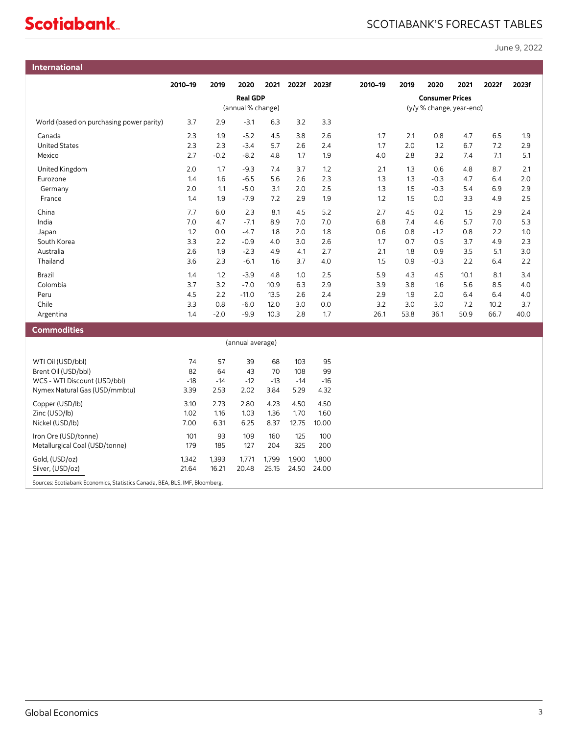# SCOTIABANK'S FORECAST TABLES

June 9, 2022

## International

| | 2010–19 | 2019 | 2020 | 2021 | 2022f | 2023f | 2010–19 | 2019 | 2020 | 2021 | 2022f | 2023f |
|---|---|---|---|---|---|---|---|---|---|---|---|---|
| | **Real GDP** (annual % change) | | | | | | **Consumer Prices** (y/y % change, year-end) | | | | | |
| World (based on purchasing power parity) | 3.7 | 2.9 | -3.1 | 6.3 | 3.2 | 3.3 | | | | | | |
| Canada | 2.3 | 1.9 | -5.2 | 4.5 | 3.8 | 2.6 | 1.7 | 2.1 | 0.8 | 4.7 | 6.5 | 1.9 |
| United States | 2.3 | 2.3 | -3.4 | 5.7 | 2.6 | 2.4 | 1.7 | 2.0 | 1.2 | 6.7 | 7.2 | 2.9 |
| Mexico | 2.7 | -0.2 | -8.2 | 4.8 | 1.7 | 1.9 | 4.0 | 2.8 | 3.2 | 7.4 | 7.1 | 5.1 |
| United Kingdom | 2.0 | 1.7 | -9.3 | 7.4 | 3.7 | 1.2 | 2.1 | 1.3 | 0.6 | 4.8 | 8.7 | 2.1 |
| Eurozone | 1.4 | 1.6 | -6.5 | 5.6 | 2.6 | 2.3 | 1.3 | 1.3 | -0.3 | 4.7 | 6.4 | 2.0 |
| Germany | 2.0 | 1.1 | -5.0 | 3.1 | 2.0 | 2.5 | 1.3 | 1.5 | -0.3 | 5.4 | 6.9 | 2.9 |
| France | 1.4 | 1.9 | -7.9 | 7.2 | 2.9 | 1.9 | 1.2 | 1.5 | 0.0 | 3.3 | 4.9 | 2.5 |
| China | 7.7 | 6.0 | 2.3 | 8.1 | 4.5 | 5.2 | 2.7 | 4.5 | 0.2 | 1.5 | 2.9 | 2.4 |
| India | 7.0 | 4.7 | -7.1 | 8.9 | 7.0 | 7.0 | 6.8 | 7.4 | 4.6 | 5.7 | 7.0 | 5.3 |
| Japan | 1.2 | 0.0 | -4.7 | 1.8 | 2.0 | 1.8 | 0.6 | 0.8 | -1.2 | 0.8 | 2.2 | 1.0 |
| South Korea | 3.3 | 2.2 | -0.9 | 4.0 | 3.0 | 2.6 | 1.7 | 0.7 | 0.5 | 3.7 | 4.9 | 2.3 |
| Australia | 2.6 | 1.9 | -2.3 | 4.9 | 4.1 | 2.7 | 2.1 | 1.8 | 0.9 | 3.5 | 5.1 | 3.0 |
| Thailand | 3.6 | 2.3 | -6.1 | 1.6 | 3.7 | 4.0 | 1.5 | 0.9 | -0.3 | 2.2 | 6.4 | 2.2 |
| Brazil | 1.4 | 1.2 | -3.9 | 4.8 | 1.0 | 2.5 | 5.9 | 4.3 | 4.5 | 10.1 | 8.1 | 3.4 |
| Colombia | 3.7 | 3.2 | -7.0 | 10.9 | 6.3 | 2.9 | 3.9 | 3.8 | 1.6 | 5.6 | 8.5 | 4.0 |
| Peru | 4.5 | 2.2 | -11.0 | 13.5 | 2.6 | 2.4 | 2.9 | 1.9 | 2.0 | 6.4 | 6.4 | 4.0 |
| Chile | 3.3 | 0.8 | -6.0 | 12.0 | 3.0 | 0.0 | 3.2 | 3.0 | 3.0 | 7.2 | 10.2 | 3.7 |
| Argentina | 1.4 | -2.0 | -9.9 | 10.3 | 2.8 | 1.7 | 26.1 | 53.8 | 36.1 | 50.9 | 66.7 | 40.0 |

## Commodities

| | 2010–19 | 2019 | 2020 | 2021 | 2022f | 2023f |
|---|---|---|---|---|---|---|
| | (annual average) | | | | | |
| WTI Oil (USD/bbl) | 74 | 57 | 39 | 68 | 103 | 95 |
| Brent Oil (USD/bbl) | 82 | 64 | 43 | 70 | 108 | 99 |
| WCS - WTI Discount (USD/bbl) | -18 | -14 | -12 | -13 | -14 | -16 |
| Nymex Natural Gas (USD/mmbtu) | 3.39 | 2.53 | 2.02 | 3.84 | 5.29 | 4.32 |
| Copper (USD/lb) | 3.10 | 2.73 | 2.80 | 4.23 | 4.50 | 4.50 |
| Zinc (USD/lb) | 1.02 | 1.16 | 1.03 | 1.36 | 1.70 | 1.60 |
| Nickel (USD/lb) | 7.00 | 6.31 | 6.25 | 8.37 | 12.75 | 10.00 |
| Iron Ore (USD/tonne) | 101 | 93 | 109 | 160 | 125 | 100 |
| Metallurgical Coal (USD/tonne) | 179 | 185 | 127 | 204 | 325 | 200 |
| Gold, (USD/oz) | 1,342 | 1,393 | 1,771 | 1,799 | 1,900 | 1,800 |
| Silver, (USD/oz) | 21.64 | 16.21 | 20.48 | 25.15 | 24.50 | 24.00 |

Sources: Scotiabank Economics, Statistics Canada, BEA, BLS, IMF, Bloomberg.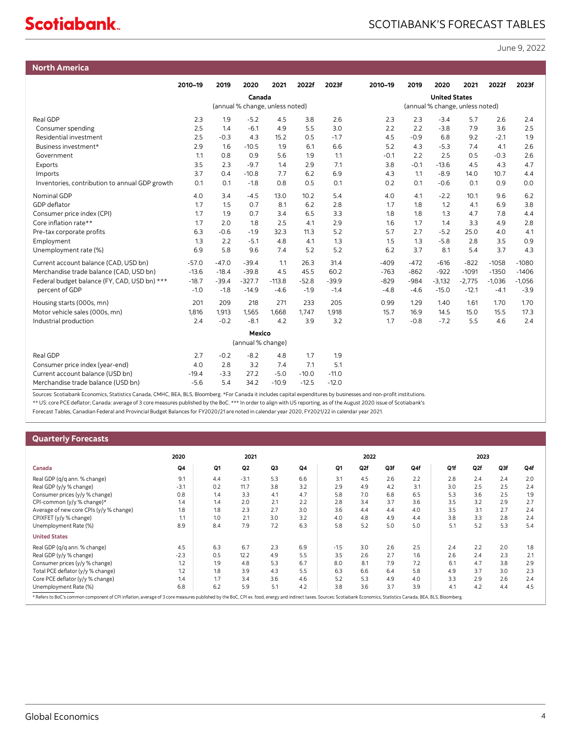SCOTIABANK'S FORECAST TABLES

June 9, 2022

## North America

| | 2010–19 | 2019 | 2020 | 2021 | 2022f | 2023f | 2010–19 | 2019 | 2020 | 2021 | 2022f | 2023f |
|---|---|---|---|---|---|---|---|---|---|---|---|---|
| | Canada (annual % change, unless noted) | | | | | | United States (annual % change, unless noted) | | | | | |
| Real GDP | 2.3 | 1.9 | -5.2 | 4.5 | 3.8 | 2.6 | 2.3 | 2.3 | -3.4 | 5.7 | 2.6 | 2.4 |
| Consumer spending | 2.5 | 1.4 | -6.1 | 4.9 | 5.5 | 3.0 | 2.2 | 2.2 | -3.8 | 7.9 | 3.6 | 2.5 |
| Residential investment | 2.5 | -0.3 | 4.3 | 15.2 | 0.5 | -1.7 | 4.5 | -0.9 | 6.8 | 9.2 | -2.1 | 1.9 |
| Business investment* | 2.9 | 1.6 | -10.5 | 1.9 | 6.1 | 6.6 | 5.2 | 4.3 | -5.3 | 7.4 | 4.1 | 2.6 |
| Government | 1.1 | 0.8 | 0.9 | 5.6 | 1.9 | 1.1 | -0.1 | 2.2 | 2.5 | 0.5 | -0.3 | 2.6 |
| Exports | 3.5 | 2.3 | -9.7 | 1.4 | 2.9 | 7.1 | 3.8 | -0.1 | -13.6 | 4.5 | 4.3 | 4.7 |
| Imports | 3.7 | 0.4 | -10.8 | 7.7 | 6.2 | 6.9 | 4.3 | 1.1 | -8.9 | 14.0 | 10.7 | 4.4 |
| Inventories, contribution to annual GDP growth | 0.1 | 0.1 | -1.8 | 0.8 | 0.5 | 0.1 | 0.2 | 0.1 | -0.6 | 0.1 | 0.9 | 0.0 |
| Nominal GDP | 4.0 | 3.4 | -4.5 | 13.0 | 10.2 | 5.4 | 4.0 | 4.1 | -2.2 | 10.1 | 9.6 | 6.2 |
| GDP deflator | 1.7 | 1.5 | 0.7 | 8.1 | 6.2 | 2.8 | 1.7 | 1.8 | 1.2 | 4.1 | 6.9 | 3.8 |
| Consumer price index (CPI) | 1.7 | 1.9 | 0.7 | 3.4 | 6.5 | 3.3 | 1.8 | 1.8 | 1.3 | 4.7 | 7.8 | 4.4 |
| Core inflation rate** | 1.7 | 2.0 | 1.8 | 2.5 | 4.1 | 2.9 | 1.6 | 1.7 | 1.4 | 3.3 | 4.9 | 2.8 |
| Pre-tax corporate profits | 6.3 | -0.6 | -1.9 | 32.3 | 11.3 | 5.2 | 5.7 | 2.7 | -5.2 | 25.0 | 4.0 | 4.1 |
| Employment | 1.3 | 2.2 | -5.1 | 4.8 | 4.1 | 1.3 | 1.5 | 1.3 | -5.8 | 2.8 | 3.5 | 0.9 |
| Unemployment rate (%) | 6.9 | 5.8 | 9.6 | 7.4 | 5.2 | 5.2 | 6.2 | 3.7 | 8.1 | 5.4 | 3.7 | 4.3 |
| Current account balance (CAD, USD bn) | -57.0 | -47.0 | -39.4 | 1.1 | 26.3 | 31.4 | -409 | -472 | -616 | -822 | -1058 | -1080 |
| Merchandise trade balance (CAD, USD bn) | -13.6 | -18.4 | -39.8 | 4.5 | 45.5 | 60.2 | -763 | -862 | -922 | -1091 | -1350 | -1406 |
| Federal budget balance (FY, CAD, USD bn) *** | -18.7 | -39.4 | -327.7 | -113.8 | -52.8 | -39.9 | -829 | -984 | -3,132 | -2,775 | -1,036 | -1,056 |
| percent of GDP | -1.0 | -1.8 | -14.9 | -4.6 | -1.9 | -1.4 | -4.8 | -4.6 | -15.0 | -12.1 | -4.1 | -3.9 |
| Housing starts (000s, mn) | 201 | 209 | 218 | 271 | 233 | 205 | 0.99 | 1.29 | 1.40 | 1.61 | 1.70 | 1.70 |
| Motor vehicle sales (000s, mn) | 1,816 | 1,913 | 1,565 | 1,668 | 1,747 | 1,918 | 15.7 | 16.9 | 14.5 | 15.0 | 15.5 | 17.3 |
| Industrial production | 2.4 | -0.2 | -8.1 | 4.2 | 3.9 | 3.2 | 1.7 | -0.8 | -7.2 | 5.5 | 4.6 | 2.4 |

| | 2010–19 | 2019 | 2020 | 2021 | 2022f | 2023f |
|---|---|---|---|---|---|---|
| | Mexico (annual % change) | | | | | |
| Real GDP | 2.7 | -0.2 | -8.2 | 4.8 | 1.7 | 1.9 |
| Consumer price index (year-end) | 4.0 | 2.8 | 3.2 | 7.4 | 7.1 | 5.1 |
| Current account balance (USD bn) | -19.4 | -3.3 | 27.2 | -5.0 | -10.0 | -11.0 |
| Merchandise trade balance (USD bn) | -5.6 | 5.4 | 34.2 | -10.9 | -12.5 | -12.0 |

Sources: Scotiabank Economics, Statistics Canada, CMHC, BEA, BLS, Bloomberg. *For Canada it includes capital expenditures by businesses and non-profit institutions.
** US: core PCE deflator; Canada: average of 3 core measures published by the BoC. *** In order to align with US reporting, as of the August 2020 issue of Scotiabank's Forecast Tables, Canadian Federal and Provincial Budget Balances for FY2020/21 are noted in calendar year 2020, FY2021/22 in calendar year 2021.

## Quarterly Forecasts

| | 2020 | 2021 | | | | 2022 | | | | 2023 | | | |
|---|---|---|---|---|---|---|---|---|---|---|---|---|---|
| **Canada** | Q4 | Q1 | Q2 | Q3 | Q4 | Q1 | Q2f | Q3f | Q4f | Q1f | Q2f | Q3f | Q4f |
| Real GDP (q/q ann. % change) | 9.1 | 4.4 | -3.1 | 5.3 | 6.6 | 3.1 | 4.5 | 2.6 | 2.2 | 2.8 | 2.4 | 2.4 | 2.0 |
| Real GDP (y/y % change) | -3.1 | 0.2 | 11.7 | 3.8 | 3.2 | 2.9 | 4.9 | 4.2 | 3.1 | 3.0 | 2.5 | 2.5 | 2.4 |
| Consumer prices (y/y % change) | 0.8 | 1.4 | 3.3 | 4.1 | 4.7 | 5.8 | 7.0 | 6.8 | 6.5 | 5.3 | 3.6 | 2.5 | 1.9 |
| CPI-common (y/y % change)* | 1.4 | 1.4 | 2.0 | 2.1 | 2.2 | 2.8 | 3.4 | 3.7 | 3.6 | 3.5 | 3.2 | 2.9 | 2.7 |
| Average of new core CPIs (y/y % change) | 1.8 | 1.8 | 2.3 | 2.7 | 3.0 | 3.6 | 4.4 | 4.4 | 4.0 | 3.5 | 3.1 | 2.7 | 2.4 |
| CPIXFET (y/y % change) | 1.1 | 1.0 | 2.1 | 3.0 | 3.2 | 4.0 | 4.8 | 4.9 | 4.4 | 3.8 | 3.3 | 2.8 | 2.4 |
| Unemployment Rate (%) | 8.9 | 8.4 | 7.9 | 7.2 | 6.3 | 5.8 | 5.2 | 5.0 | 5.0 | 5.1 | 5.2 | 5.3 | 5.4 |
| **United States** | | | | | | | | | | | | | |
| Real GDP (q/q ann. % change) | 4.5 | 6.3 | 6.7 | 2.3 | 6.9 | -1.5 | 3.0 | 2.6 | 2.5 | 2.4 | 2.2 | 2.0 | 1.8 |
| Real GDP (y/y % change) | -2.3 | 0.5 | 12.2 | 4.9 | 5.5 | 3.5 | 2.6 | 2.7 | 1.6 | 2.6 | 2.4 | 2.3 | 2.1 |
| Consumer prices (y/y % change) | 1.2 | 1.9 | 4.8 | 5.3 | 6.7 | 8.0 | 8.1 | 7.9 | 7.2 | 6.1 | 4.7 | 3.8 | 2.9 |
| Total PCE deflator (y/y % change) | 1.2 | 1.8 | 3.9 | 4.3 | 5.5 | 6.3 | 6.6 | 6.4 | 5.8 | 4.9 | 3.7 | 3.0 | 2.3 |
| Core PCE deflator (y/y % change) | 1.4 | 1.7 | 3.4 | 3.6 | 4.6 | 5.2 | 5.3 | 4.9 | 4.0 | 3.3 | 2.9 | 2.6 | 2.4 |
| Unemployment Rate (%) | 6.8 | 6.2 | 5.9 | 5.1 | 4.2 | 3.8 | 3.6 | 3.7 | 3.9 | 4.1 | 4.2 | 4.4 | 4.5 |

* Refers to BoC's common component of CPI inflation, average of 3 core measures published by the BoC, CPI ex. food, energy and indirect taxes. Sources: Scotiabank Economics, Statistics Canada, BEA, BLS, Bloomberg.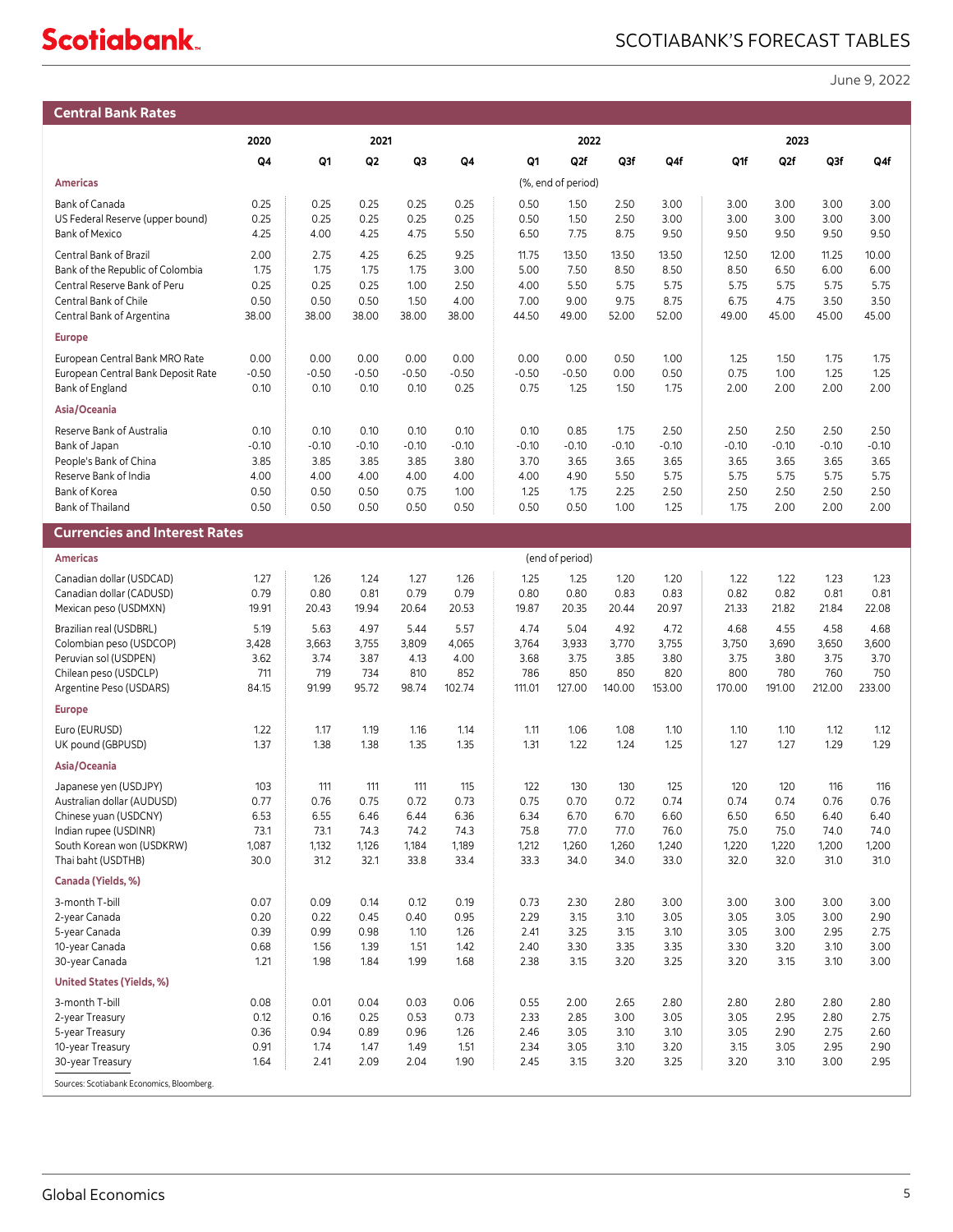June 9, 2022

## Central Bank Rates

| | 2020 | 2021 | | | | 2022 | | | | 2023 | | | |
|---|---|---|---|---|---|---|---|---|---|---|---|---|---|
| | Q4 | Q1 | Q2 | Q3 | Q4 | Q1 | Q2f | Q3f | Q4f | Q1f | Q2f | Q3f | Q4f |
| **Americas** | | | | | | (%, end of period) | | | | | | | |
| Bank of Canada | 0.25 | 0.25 | 0.25 | 0.25 | 0.25 | 0.50 | 1.50 | 2.50 | 3.00 | 3.00 | 3.00 | 3.00 | 3.00 |
| US Federal Reserve (upper bound) | 0.25 | 0.25 | 0.25 | 0.25 | 0.25 | 0.50 | 1.50 | 2.50 | 3.00 | 3.00 | 3.00 | 3.00 | 3.00 |
| Bank of Mexico | 4.25 | 4.00 | 4.25 | 4.75 | 5.50 | 6.50 | 7.75 | 8.75 | 9.50 | 9.50 | 9.50 | 9.50 | 9.50 |
| Central Bank of Brazil | 2.00 | 2.75 | 4.25 | 6.25 | 9.25 | 11.75 | 13.50 | 13.50 | 13.50 | 12.50 | 12.00 | 11.25 | 10.00 |
| Bank of the Republic of Colombia | 1.75 | 1.75 | 1.75 | 1.75 | 3.00 | 5.00 | 7.50 | 8.50 | 8.50 | 8.50 | 6.50 | 6.00 | 6.00 |
| Central Reserve Bank of Peru | 0.25 | 0.25 | 0.25 | 1.00 | 2.50 | 4.00 | 5.50 | 5.75 | 5.75 | 5.75 | 5.75 | 5.75 | 5.75 |
| Central Bank of Chile | 0.50 | 0.50 | 0.50 | 1.50 | 4.00 | 7.00 | 9.00 | 9.75 | 8.75 | 6.75 | 4.75 | 3.50 | 3.50 |
| Central Bank of Argentina | 38.00 | 38.00 | 38.00 | 38.00 | 38.00 | 44.50 | 49.00 | 52.00 | 52.00 | 49.00 | 45.00 | 45.00 | 45.00 |
| **Europe** | | | | | | | | | | | | | |
| European Central Bank MRO Rate | 0.00 | 0.00 | 0.00 | 0.00 | 0.00 | 0.00 | 0.00 | 0.50 | 1.00 | 1.25 | 1.50 | 1.75 | 1.75 |
| European Central Bank Deposit Rate | -0.50 | -0.50 | -0.50 | -0.50 | -0.50 | -0.50 | -0.50 | 0.00 | 0.50 | 0.75 | 1.00 | 1.25 | 1.25 |
| Bank of England | 0.10 | 0.10 | 0.10 | 0.10 | 0.25 | 0.75 | 1.25 | 1.50 | 1.75 | 2.00 | 2.00 | 2.00 | 2.00 |
| **Asia/Oceania** | | | | | | | | | | | | | |
| Reserve Bank of Australia | 0.10 | 0.10 | 0.10 | 0.10 | 0.10 | 0.10 | 0.85 | 1.75 | 2.50 | 2.50 | 2.50 | 2.50 | 2.50 |
| Bank of Japan | -0.10 | -0.10 | -0.10 | -0.10 | -0.10 | -0.10 | -0.10 | -0.10 | -0.10 | -0.10 | -0.10 | -0.10 | -0.10 |
| People's Bank of China | 3.85 | 3.85 | 3.85 | 3.85 | 3.80 | 3.70 | 3.65 | 3.65 | 3.65 | 3.65 | 3.65 | 3.65 | 3.65 |
| Reserve Bank of India | 4.00 | 4.00 | 4.00 | 4.00 | 4.00 | 4.00 | 4.90 | 5.50 | 5.75 | 5.75 | 5.75 | 5.75 | 5.75 |
| Bank of Korea | 0.50 | 0.50 | 0.50 | 0.75 | 1.00 | 1.25 | 1.75 | 2.25 | 2.50 | 2.50 | 2.50 | 2.50 | 2.50 |
| Bank of Thailand | 0.50 | 0.50 | 0.50 | 0.50 | 0.50 | 0.50 | 0.50 | 1.00 | 1.25 | 1.75 | 2.00 | 2.00 | 2.00 |

## Currencies and Interest Rates

| | 2020 | 2021 | | | | 2022 | | | | 2023 | | | |
|---|---|---|---|---|---|---|---|---|---|---|---|---|---|
| | Q4 | Q1 | Q2 | Q3 | Q4 | Q1 | Q2f | Q3f | Q4f | Q1f | Q2f | Q3f | Q4f |
| **Americas** | | | | | | (end of period) | | | | | | | |
| Canadian dollar (USDCAD) | 1.27 | 1.26 | 1.24 | 1.27 | 1.26 | 1.25 | 1.25 | 1.20 | 1.20 | 1.22 | 1.22 | 1.23 | 1.23 |
| Canadian dollar (CADUSD) | 0.79 | 0.80 | 0.81 | 0.79 | 0.79 | 0.80 | 0.80 | 0.83 | 0.83 | 0.82 | 0.82 | 0.81 | 0.81 |
| Mexican peso (USDMXN) | 19.91 | 20.43 | 19.94 | 20.64 | 20.53 | 19.87 | 20.35 | 20.44 | 20.97 | 21.33 | 21.82 | 21.84 | 22.08 |
| Brazilian real (USDBRL) | 5.19 | 5.63 | 4.97 | 5.44 | 5.57 | 4.74 | 5.04 | 4.92 | 4.72 | 4.68 | 4.55 | 4.58 | 4.68 |
| Colombian peso (USDCOP) | 3,428 | 3,663 | 3,755 | 3,809 | 4,065 | 3,764 | 3,933 | 3,770 | 3,755 | 3,750 | 3,690 | 3,650 | 3,600 |
| Peruvian sol (USDPEN) | 3.62 | 3.74 | 3.87 | 4.13 | 4.00 | 3.68 | 3.75 | 3.85 | 3.80 | 3.75 | 3.80 | 3.75 | 3.70 |
| Chilean peso (USDCLP) | 711 | 719 | 734 | 810 | 852 | 786 | 850 | 850 | 820 | 800 | 780 | 760 | 750 |
| Argentine Peso (USDARS) | 84.15 | 91.99 | 95.72 | 98.74 | 102.74 | 111.01 | 127.00 | 140.00 | 153.00 | 170.00 | 191.00 | 212.00 | 233.00 |
| **Europe** | | | | | | | | | | | | | |
| Euro (EURUSD) | 1.22 | 1.17 | 1.19 | 1.16 | 1.14 | 1.11 | 1.06 | 1.08 | 1.10 | 1.10 | 1.10 | 1.12 | 1.12 |
| UK pound (GBPUSD) | 1.37 | 1.38 | 1.38 | 1.35 | 1.35 | 1.31 | 1.22 | 1.24 | 1.25 | 1.27 | 1.27 | 1.29 | 1.29 |
| **Asia/Oceania** | | | | | | | | | | | | | |
| Japanese yen (USDJPY) | 103 | 111 | 111 | 111 | 115 | 122 | 130 | 130 | 125 | 120 | 120 | 116 | 116 |
| Australian dollar (AUDUSD) | 0.77 | 0.76 | 0.75 | 0.72 | 0.73 | 0.75 | 0.70 | 0.72 | 0.74 | 0.74 | 0.74 | 0.76 | 0.76 |
| Chinese yuan (USDCNY) | 6.53 | 6.55 | 6.46 | 6.44 | 6.36 | 6.34 | 6.70 | 6.70 | 6.60 | 6.50 | 6.50 | 6.40 | 6.40 |
| Indian rupee (USDINR) | 73.1 | 73.1 | 74.3 | 74.2 | 74.3 | 75.8 | 77.0 | 77.0 | 76.0 | 75.0 | 75.0 | 74.0 | 74.0 |
| South Korean won (USDKRW) | 1,087 | 1,132 | 1,126 | 1,184 | 1,189 | 1,212 | 1,260 | 1,260 | 1,240 | 1,220 | 1,220 | 1,200 | 1,200 |
| Thai baht (USDTHB) | 30.0 | 31.2 | 32.1 | 33.8 | 33.4 | 33.3 | 34.0 | 34.0 | 33.0 | 32.0 | 32.0 | 31.0 | 31.0 |
| **Canada (Yields, %)** | | | | | | | | | | | | | |
| 3-month T-bill | 0.07 | 0.09 | 0.14 | 0.12 | 0.19 | 0.73 | 2.30 | 2.80 | 3.00 | 3.00 | 3.00 | 3.00 | 3.00 |
| 2-year Canada | 0.20 | 0.22 | 0.45 | 0.40 | 0.95 | 2.29 | 3.15 | 3.10 | 3.05 | 3.05 | 3.05 | 3.00 | 2.90 |
| 5-year Canada | 0.39 | 0.99 | 0.98 | 1.10 | 1.26 | 2.41 | 3.25 | 3.15 | 3.10 | 3.05 | 3.00 | 2.95 | 2.75 |
| 10-year Canada | 0.68 | 1.56 | 1.39 | 1.51 | 1.42 | 2.40 | 3.30 | 3.35 | 3.35 | 3.30 | 3.20 | 3.10 | 3.00 |
| 30-year Canada | 1.21 | 1.98 | 1.84 | 1.99 | 1.68 | 2.38 | 3.15 | 3.20 | 3.25 | 3.20 | 3.15 | 3.10 | 3.00 |
| **United States (Yields, %)** | | | | | | | | | | | | | |
| 3-month T-bill | 0.08 | 0.01 | 0.04 | 0.03 | 0.06 | 0.55 | 2.00 | 2.65 | 2.80 | 2.80 | 2.80 | 2.80 | 2.80 |
| 2-year Treasury | 0.12 | 0.16 | 0.25 | 0.53 | 0.73 | 2.33 | 2.85 | 3.00 | 3.05 | 3.05 | 2.95 | 2.80 | 2.75 |
| 5-year Treasury | 0.36 | 0.94 | 0.89 | 0.96 | 1.26 | 2.46 | 3.05 | 3.10 | 3.10 | 3.05 | 2.90 | 2.75 | 2.60 |
| 10-year Treasury | 0.91 | 1.74 | 1.47 | 1.49 | 1.51 | 2.34 | 3.05 | 3.10 | 3.20 | 3.15 | 3.05 | 2.95 | 2.90 |
| 30-year Treasury | 1.64 | 2.41 | 2.09 | 2.04 | 1.90 | 2.45 | 3.15 | 3.20 | 3.25 | 3.20 | 3.10 | 3.00 | 2.95 |

Sources: Scotiabank Economics, Bloomberg.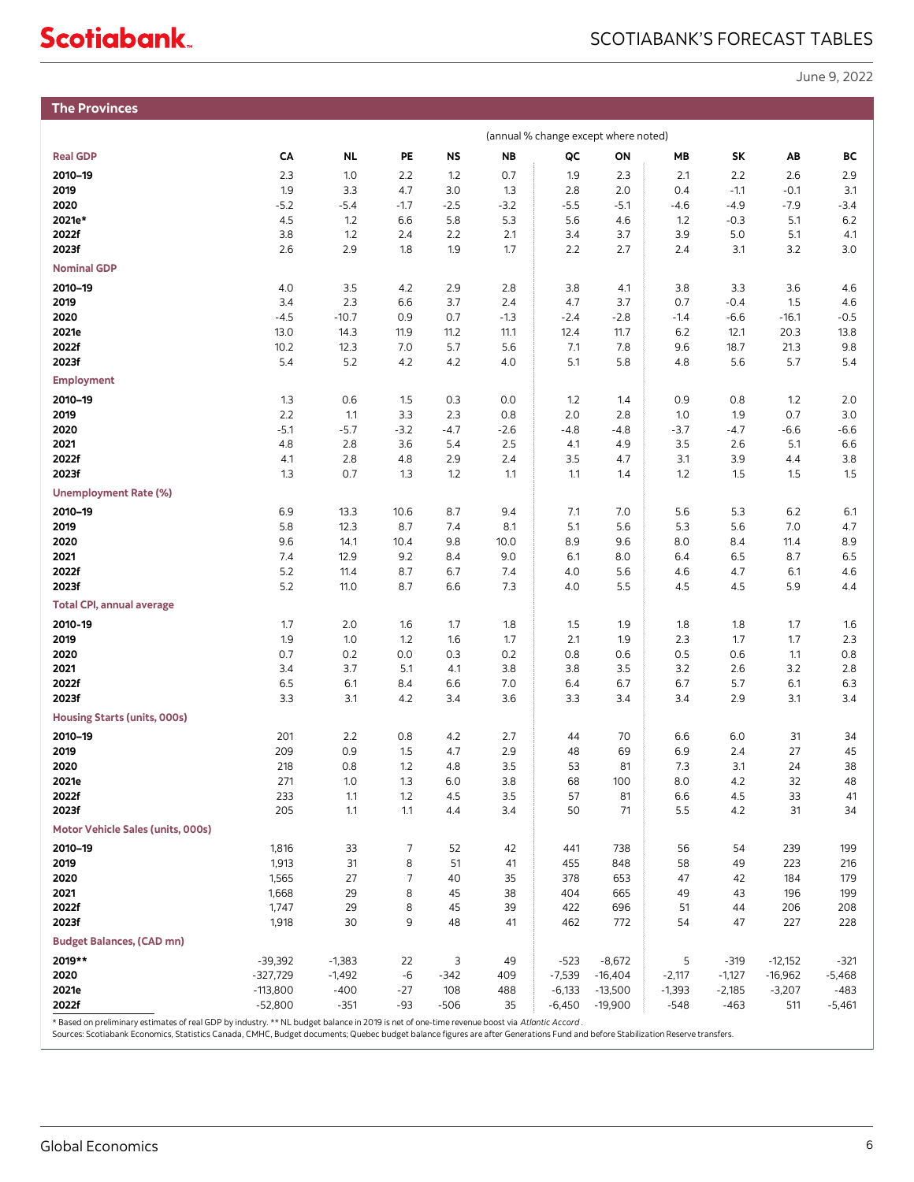## The Provinces

(annual % change except where noted)

| | CA | NL | PE | NS | NB | QC | ON | MB | SK | AB | BC |
|---|---|---|---|---|---|---|---|---|---|---|---|
| **Real GDP** | | | | | | | | | | | |
| **2010–19** | 2.3 | 1.0 | 2.2 | 1.2 | 0.7 | 1.9 | 2.3 | 2.1 | 2.2 | 2.6 | 2.9 |
| **2019** | 1.9 | 3.3 | 4.7 | 3.0 | 1.3 | 2.8 | 2.0 | 0.4 | -1.1 | -0.1 | 3.1 |
| **2020** | -5.2 | -5.4 | -1.7 | -2.5 | -3.2 | -5.5 | -5.1 | -4.6 | -4.9 | -7.9 | -3.4 |
| **2021e*** | 4.5 | 1.2 | 6.6 | 5.8 | 5.3 | 5.6 | 4.6 | 1.2 | -0.3 | 5.1 | 6.2 |
| **2022f** | 3.8 | 1.2 | 2.4 | 2.2 | 2.1 | 3.4 | 3.7 | 3.9 | 5.0 | 5.1 | 4.1 |
| **2023f** | 2.6 | 2.9 | 1.8 | 1.9 | 1.7 | 2.2 | 2.7 | 2.4 | 3.1 | 3.2 | 3.0 |
| **Nominal GDP** | | | | | | | | | | | |
| **2010–19** | 4.0 | 3.5 | 4.2 | 2.9 | 2.8 | 3.8 | 4.1 | 3.8 | 3.3 | 3.6 | 4.6 |
| **2019** | 3.4 | 2.3 | 6.6 | 3.7 | 2.4 | 4.7 | 3.7 | 0.7 | -0.4 | 1.5 | 4.6 |
| **2020** | -4.5 | -10.7 | 0.9 | 0.7 | -1.3 | -2.4 | -2.8 | -1.4 | -6.6 | -16.1 | -0.5 |
| **2021e** | 13.0 | 14.3 | 11.9 | 11.2 | 11.1 | 12.4 | 11.7 | 6.2 | 12.1 | 20.3 | 13.8 |
| **2022f** | 10.2 | 12.3 | 7.0 | 5.7 | 5.6 | 7.1 | 7.8 | 9.6 | 18.7 | 21.3 | 9.8 |
| **2023f** | 5.4 | 5.2 | 4.2 | 4.2 | 4.0 | 5.1 | 5.8 | 4.8 | 5.6 | 5.7 | 5.4 |
| **Employment** | | | | | | | | | | | |
| **2010–19** | 1.3 | 0.6 | 1.5 | 0.3 | 0.0 | 1.2 | 1.4 | 0.9 | 0.8 | 1.2 | 2.0 |
| **2019** | 2.2 | 1.1 | 3.3 | 2.3 | 0.8 | 2.0 | 2.8 | 1.0 | 1.9 | 0.7 | 3.0 |
| **2020** | -5.1 | -5.7 | -3.2 | -4.7 | -2.6 | -4.8 | -4.8 | -3.7 | -4.7 | -6.6 | -6.6 |
| **2021** | 4.8 | 2.8 | 3.6 | 5.4 | 2.5 | 4.1 | 4.9 | 3.5 | 2.6 | 5.1 | 6.6 |
| **2022f** | 4.1 | 2.8 | 4.8 | 2.9 | 2.4 | 3.5 | 4.7 | 3.1 | 3.9 | 4.4 | 3.8 |
| **2023f** | 1.3 | 0.7 | 1.3 | 1.2 | 1.1 | 1.1 | 1.4 | 1.2 | 1.5 | 1.5 | 1.5 |
| **Unemployment Rate (%)** | | | | | | | | | | | |
| **2010–19** | 6.9 | 13.3 | 10.6 | 8.7 | 9.4 | 7.1 | 7.0 | 5.6 | 5.3 | 6.2 | 6.1 |
| **2019** | 5.8 | 12.3 | 8.7 | 7.4 | 8.1 | 5.1 | 5.6 | 5.3 | 5.6 | 7.0 | 4.7 |
| **2020** | 9.6 | 14.1 | 10.4 | 9.8 | 10.0 | 8.9 | 9.6 | 8.0 | 8.4 | 11.4 | 8.9 |
| **2021** | 7.4 | 12.9 | 9.2 | 8.4 | 9.0 | 6.1 | 8.0 | 6.4 | 6.5 | 8.7 | 6.5 |
| **2022f** | 5.2 | 11.4 | 8.7 | 6.7 | 7.4 | 4.0 | 5.6 | 4.6 | 4.7 | 6.1 | 4.6 |
| **2023f** | 5.2 | 11.0 | 8.7 | 6.6 | 7.3 | 4.0 | 5.5 | 4.5 | 4.5 | 5.9 | 4.4 |
| **Total CPI, annual average** | | | | | | | | | | | |
| **2010–19** | 1.7 | 2.0 | 1.6 | 1.7 | 1.8 | 1.5 | 1.9 | 1.8 | 1.8 | 1.7 | 1.6 |
| **2019** | 1.9 | 1.0 | 1.2 | 1.6 | 1.7 | 2.1 | 1.9 | 2.3 | 1.7 | 1.7 | 2.3 |
| **2020** | 0.7 | 0.2 | 0.0 | 0.3 | 0.2 | 0.8 | 0.6 | 0.5 | 0.6 | 1.1 | 0.8 |
| **2021** | 3.4 | 3.7 | 5.1 | 4.1 | 3.8 | 3.8 | 3.5 | 3.2 | 2.6 | 3.2 | 2.8 |
| **2022f** | 6.5 | 6.1 | 8.4 | 6.6 | 7.0 | 6.4 | 6.7 | 6.7 | 5.7 | 6.1 | 6.3 |
| **2023f** | 3.3 | 3.1 | 4.2 | 3.4 | 3.6 | 3.3 | 3.4 | 3.4 | 2.9 | 3.1 | 3.4 |
| **Housing Starts (units, 000s)** | | | | | | | | | | | |
| **2010–19** | 201 | 2.2 | 0.8 | 4.2 | 2.7 | 44 | 70 | 6.6 | 6.0 | 31 | 34 |
| **2019** | 209 | 0.9 | 1.5 | 4.7 | 2.9 | 48 | 69 | 6.9 | 2.4 | 27 | 45 |
| **2020** | 218 | 0.8 | 1.2 | 4.8 | 3.5 | 53 | 81 | 7.3 | 3.1 | 24 | 38 |
| **2021e** | 271 | 1.0 | 1.3 | 6.0 | 3.8 | 68 | 100 | 8.0 | 4.2 | 32 | 48 |
| **2022f** | 233 | 1.1 | 1.2 | 4.5 | 3.5 | 57 | 81 | 6.6 | 4.5 | 33 | 41 |
| **2023f** | 205 | 1.1 | 1.1 | 4.4 | 3.4 | 50 | 71 | 5.5 | 4.2 | 31 | 34 |
| **Motor Vehicle Sales (units, 000s)** | | | | | | | | | | | |
| **2010–19** | 1,816 | 33 | 7 | 52 | 42 | 441 | 738 | 56 | 54 | 239 | 199 |
| **2019** | 1,913 | 31 | 8 | 51 | 41 | 455 | 848 | 58 | 49 | 223 | 216 |
| **2020** | 1,565 | 27 | 7 | 40 | 35 | 378 | 653 | 47 | 42 | 184 | 179 |
| **2021** | 1,668 | 29 | 8 | 45 | 38 | 404 | 665 | 49 | 43 | 196 | 199 |
| **2022f** | 1,747 | 29 | 8 | 45 | 39 | 422 | 696 | 51 | 44 | 206 | 208 |
| **2023f** | 1,918 | 30 | 9 | 48 | 41 | 462 | 772 | 54 | 47 | 227 | 228 |
| **Budget Balances, (CAD mn)** | | | | | | | | | | | |
| **2019**** | -39,392 | -1,383 | 22 | 3 | 49 | -523 | -8,672 | 5 | -319 | -12,152 | -321 |
| **2020** | -327,729 | -1,492 | -6 | -342 | 409 | -7,539 | -16,404 | -2,117 | -1,127 | -16,962 | -5,468 |
| **2021e** | -113,800 | -400 | -27 | 108 | 488 | -6,133 | -13,500 | -1,393 | -2,185 | -3,207 | -483 |
| **2022f** | -52,800 | -351 | -93 | -506 | 35 | -6,450 | -19,900 | -548 | -463 | 511 | -5,461 |

\* Based on preliminary estimates of real GDP by industry. ** NL budget balance in 2019 is net of one-time revenue boost via *Atlantic Accord*.
Sources: Scotiabank Economics, Statistics Canada, CMHC, Budget documents; Quebec budget balance figures are after Generations Fund and before Stabilization Reserve transfers.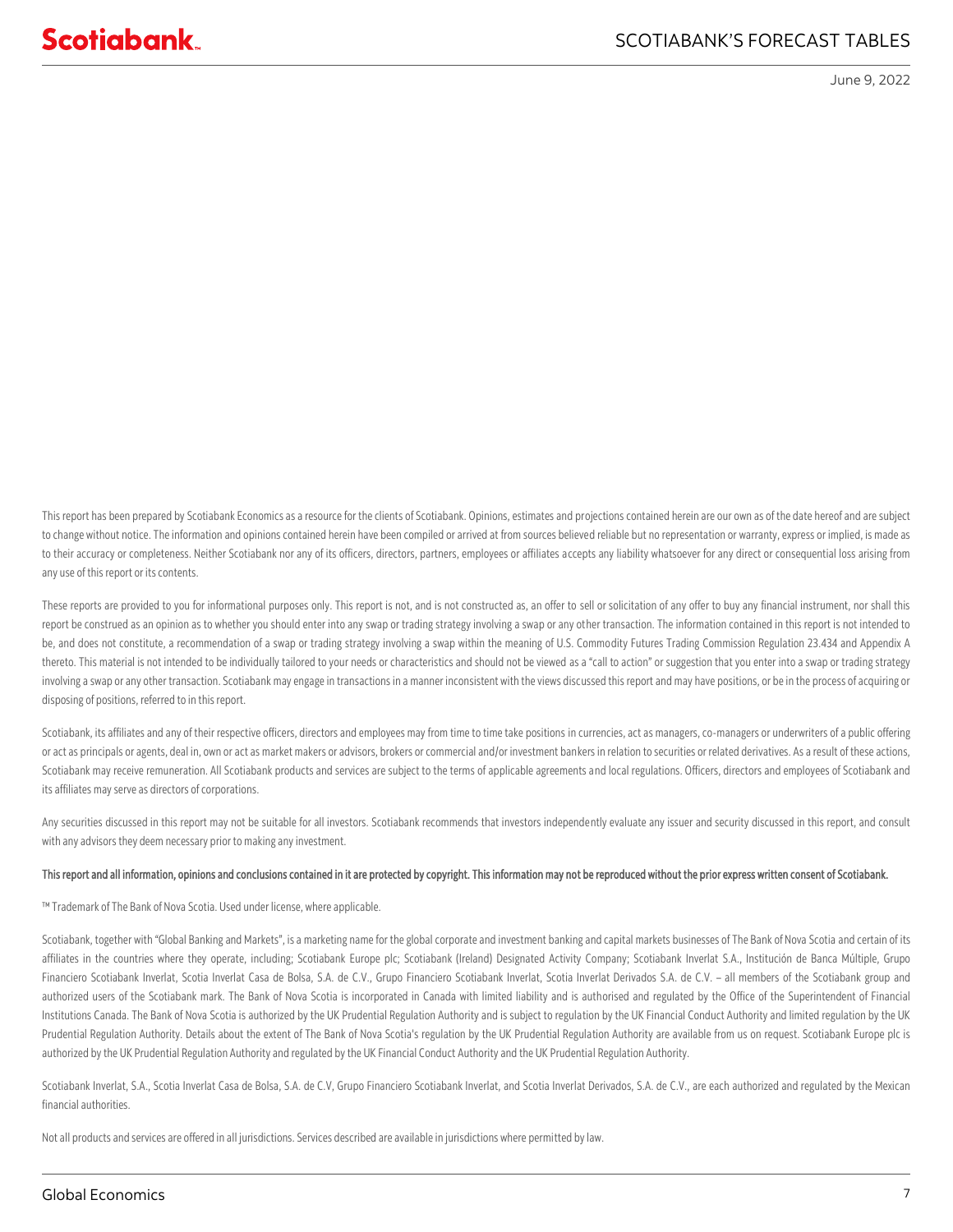This report has been prepared by Scotiabank Economics as a resource for the clients of Scotiabank. Opinions, estimates and projections contained herein are our own as of the date hereof and are subject to change without notice. The information and opinions contained herein have been compiled or arrived at from sources believed reliable but no representation or warranty, express or implied, is made as to their accuracy or completeness. Neither Scotiabank nor any of its officers, directors, partners, employees or affiliates accepts any liability whatsoever for any direct or consequential loss arising from any use of this report or its contents.

These reports are provided to you for informational purposes only. This report is not, and is not constructed as, an offer to sell or solicitation of any offer to buy any financial instrument, nor shall this report be construed as an opinion as to whether you should enter into any swap or trading strategy involving a swap or any other transaction. The information contained in this report is not intended to be, and does not constitute, a recommendation of a swap or trading strategy involving a swap within the meaning of U.S. Commodity Futures Trading Commission Regulation 23.434 and Appendix A thereto. This material is not intended to be individually tailored to your needs or characteristics and should not be viewed as a "call to action" or suggestion that you enter into a swap or trading strategy involving a swap or any other transaction. Scotiabank may engage in transactions in a manner inconsistent with the views discussed this report and may have positions, or be in the process of acquiring or disposing of positions, referred to in this report.

Scotiabank, its affiliates and any of their respective officers, directors and employees may from time to time take positions in currencies, act as managers, co-managers or underwriters of a public offering or act as principals or agents, deal in, own or act as market makers or advisors, brokers or commercial and/or investment bankers in relation to securities or related derivatives. As a result of these actions, Scotiabank may receive remuneration. All Scotiabank products and services are subject to the terms of applicable agreements and local regulations. Officers, directors and employees of Scotiabank and its affiliates may serve as directors of corporations.

Any securities discussed in this report may not be suitable for all investors. Scotiabank recommends that investors independently evaluate any issuer and security discussed in this report, and consult with any advisors they deem necessary prior to making any investment.

**This report and all information, opinions and conclusions contained in it are protected by copyright. This information may not be reproduced without the prior express written consent of Scotiabank.**

™ Trademark of The Bank of Nova Scotia. Used under license, where applicable.

Scotiabank, together with "Global Banking and Markets", is a marketing name for the global corporate and investment banking and capital markets businesses of The Bank of Nova Scotia and certain of its affiliates in the countries where they operate, including; Scotiabank Europe plc; Scotiabank (Ireland) Designated Activity Company; Scotiabank Inverlat S.A., Institución de Banca Múltiple, Grupo Financiero Scotiabank Inverlat, Scotia Inverlat Casa de Bolsa, S.A. de C.V., Grupo Financiero Scotiabank Inverlat, Scotia Inverlat Derivados S.A. de C.V. – all members of the Scotiabank group and authorized users of the Scotiabank mark. The Bank of Nova Scotia is incorporated in Canada with limited liability and is authorised and regulated by the Office of the Superintendent of Financial Institutions Canada. The Bank of Nova Scotia is authorized by the UK Prudential Regulation Authority and is subject to regulation by the UK Financial Conduct Authority and limited regulation by the UK Prudential Regulation Authority. Details about the extent of The Bank of Nova Scotia's regulation by the UK Prudential Regulation Authority are available from us on request. Scotiabank Europe plc is authorized by the UK Prudential Regulation Authority and regulated by the UK Financial Conduct Authority and the UK Prudential Regulation Authority.

Scotiabank Inverlat, S.A., Scotia Inverlat Casa de Bolsa, S.A. de C.V, Grupo Financiero Scotiabank Inverlat, and Scotia Inverlat Derivados, S.A. de C.V., are each authorized and regulated by the Mexican financial authorities.

Not all products and services are offered in all jurisdictions. Services described are available in jurisdictions where permitted by law.